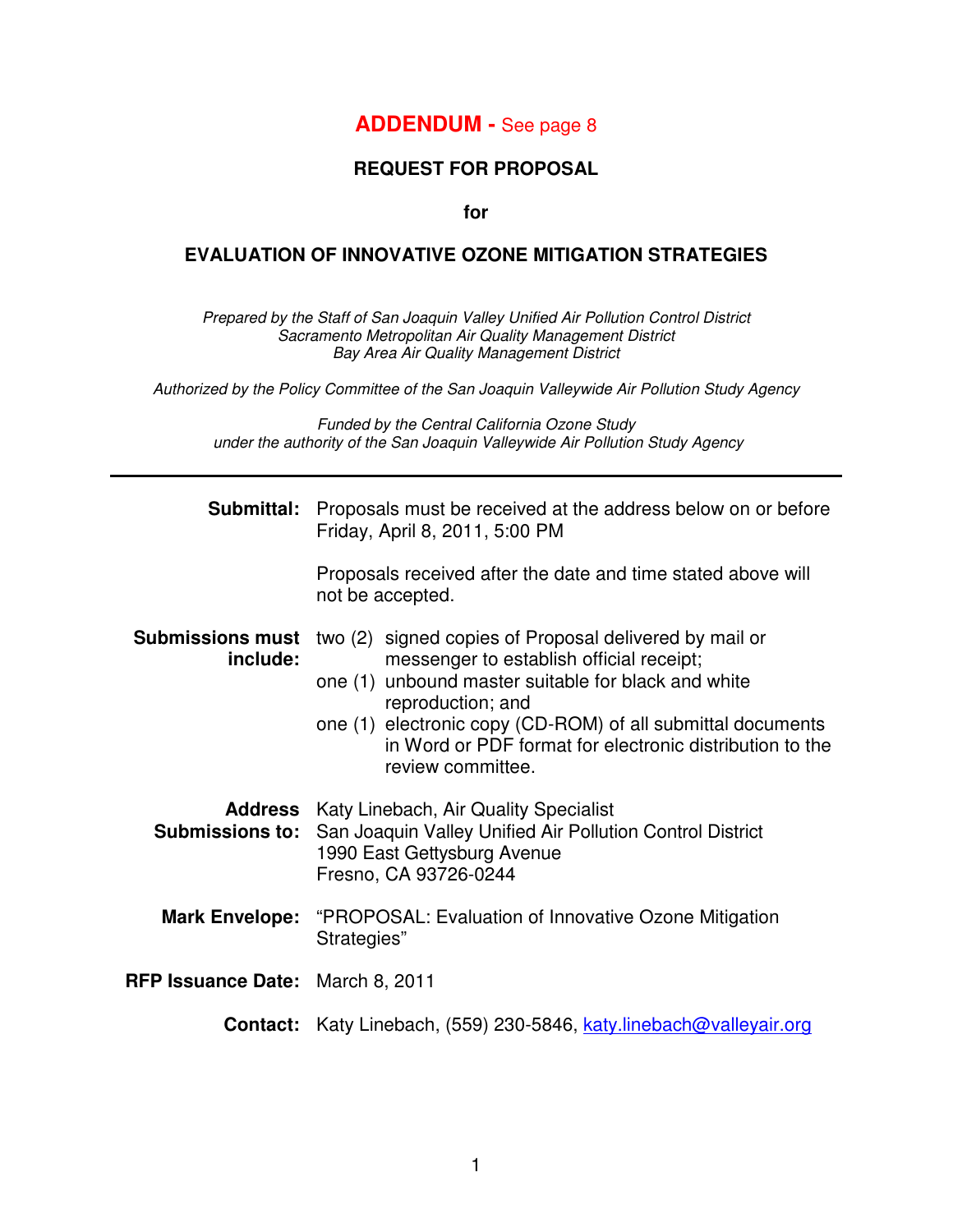**ADDENDUM -** See page 8

## REQUEST FOR PROPOSAL

**for**

# EVALUATION OF INNOVATIVE OZONE MITIGATION STRATEGIES

*Prepared by the Staff of San Joaquin Valley Unified Air Pollution Control District*
*Sacramento Metropolitan Air Quality Management District*
*Bay Area Air Quality Management District*

*Authorized by the Policy Committee of the San Joaquin Valleywide Air Pollution Study Agency*

*Funded by the Central California Ozone Study*
*under the authority of the San Joaquin Valleywide Air Pollution Study Agency*

---

**Submittal:** Proposals must be received at the address below on or before Friday, April 8, 2011, 5:00 PM

Proposals received after the date and time stated above will not be accepted.

**Submissions must include:**

- two (2) signed copies of Proposal delivered by mail or messenger to establish official receipt;
- one (1) unbound master suitable for black and white reproduction; and
- one (1) electronic copy (CD-ROM) of all submittal documents in Word or PDF format for electronic distribution to the review committee.

**Address Submissions to:** Katy Linebach, Air Quality Specialist
San Joaquin Valley Unified Air Pollution Control District
1990 East Gettysburg Avenue
Fresno, CA 93726-0244

**Mark Envelope:** "PROPOSAL: Evaluation of Innovative Ozone Mitigation Strategies"

**RFP Issuance Date:** March 8, 2011

**Contact:** Katy Linebach, (559) 230-5846, katy.linebach@valleyair.org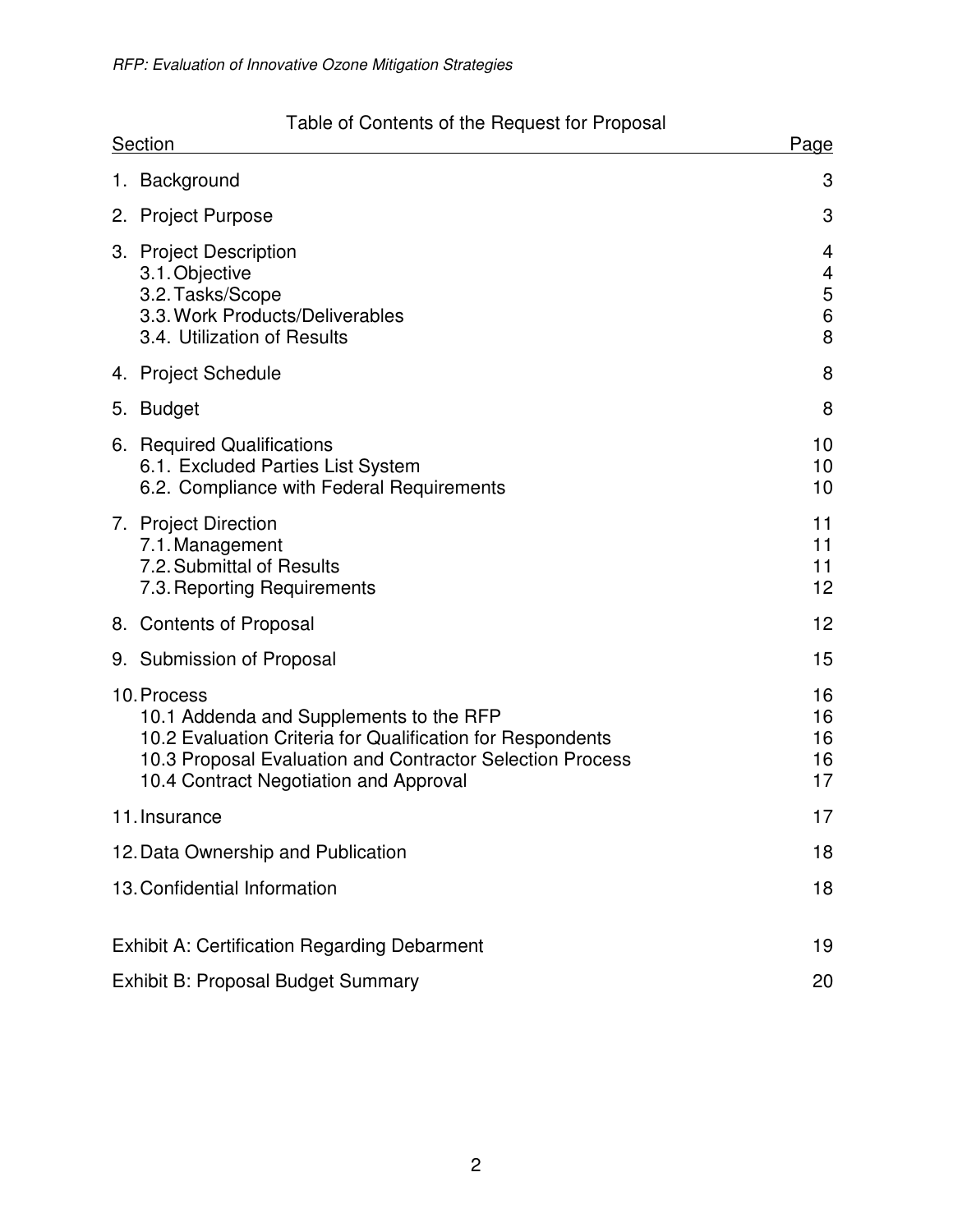Table of Contents of the Request for Proposal

| Section | Page |
|---|---|
| 1. Background | 3 |
| 2. Project Purpose | 3 |
| 3. Project Description | 4 |
| 3.1. Objective | 4 |
| 3.2. Tasks/Scope | 5 |
| 3.3. Work Products/Deliverables | 6 |
| 3.4. Utilization of Results | 8 |
| 4. Project Schedule | 8 |
| 5. Budget | 8 |
| 6. Required Qualifications | 10 |
| 6.1. Excluded Parties List System | 10 |
| 6.2. Compliance with Federal Requirements | 10 |
| 7. Project Direction | 11 |
| 7.1. Management | 11 |
| 7.2. Submittal of Results | 11 |
| 7.3. Reporting Requirements | 12 |
| 8. Contents of Proposal | 12 |
| 9. Submission of Proposal | 15 |
| 10. Process | 16 |
| 10.1 Addenda and Supplements to the RFP | 16 |
| 10.2 Evaluation Criteria for Qualification for Respondents | 16 |
| 10.3 Proposal Evaluation and Contractor Selection Process | 16 |
| 10.4 Contract Negotiation and Approval | 17 |
| 11. Insurance | 17 |
| 12. Data Ownership and Publication | 18 |
| 13. Confidential Information | 18 |
| Exhibit A: Certification Regarding Debarment | 19 |
| Exhibit B: Proposal Budget Summary | 20 |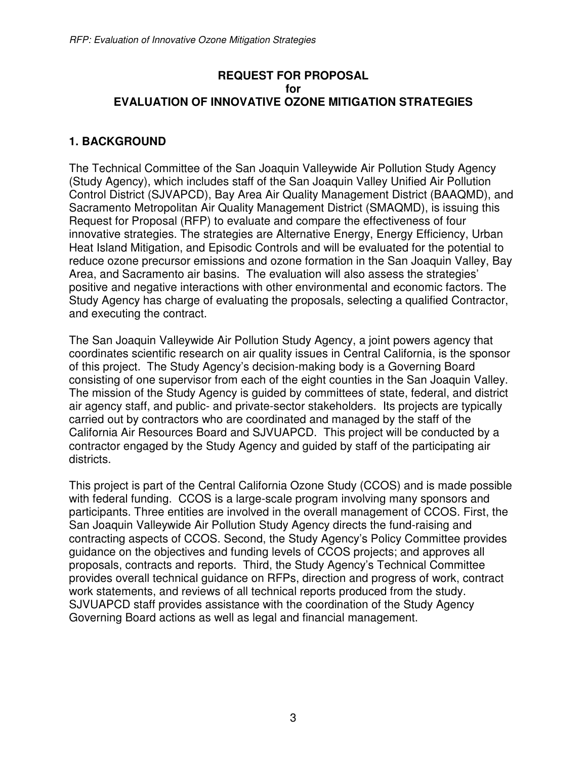**REQUEST FOR PROPOSAL**
**for**
**EVALUATION OF INNOVATIVE OZONE MITIGATION STRATEGIES**

## 1. BACKGROUND

The Technical Committee of the San Joaquin Valleywide Air Pollution Study Agency (Study Agency), which includes staff of the San Joaquin Valley Unified Air Pollution Control District (SJVAPCD), Bay Area Air Quality Management District (BAAQMD), and Sacramento Metropolitan Air Quality Management District (SMAQMD), is issuing this Request for Proposal (RFP) to evaluate and compare the effectiveness of four innovative strategies. The strategies are Alternative Energy, Energy Efficiency, Urban Heat Island Mitigation, and Episodic Controls and will be evaluated for the potential to reduce ozone precursor emissions and ozone formation in the San Joaquin Valley, Bay Area, and Sacramento air basins. The evaluation will also assess the strategies' positive and negative interactions with other environmental and economic factors. The Study Agency has charge of evaluating the proposals, selecting a qualified Contractor, and executing the contract.

The San Joaquin Valleywide Air Pollution Study Agency, a joint powers agency that coordinates scientific research on air quality issues in Central California, is the sponsor of this project. The Study Agency's decision-making body is a Governing Board consisting of one supervisor from each of the eight counties in the San Joaquin Valley. The mission of the Study Agency is guided by committees of state, federal, and district air agency staff, and public- and private-sector stakeholders. Its projects are typically carried out by contractors who are coordinated and managed by the staff of the California Air Resources Board and SJVUAPCD. This project will be conducted by a contractor engaged by the Study Agency and guided by staff of the participating air districts.

This project is part of the Central California Ozone Study (CCOS) and is made possible with federal funding. CCOS is a large-scale program involving many sponsors and participants. Three entities are involved in the overall management of CCOS. First, the San Joaquin Valleywide Air Pollution Study Agency directs the fund-raising and contracting aspects of CCOS. Second, the Study Agency's Policy Committee provides guidance on the objectives and funding levels of CCOS projects; and approves all proposals, contracts and reports. Third, the Study Agency's Technical Committee provides overall technical guidance on RFPs, direction and progress of work, contract work statements, and reviews of all technical reports produced from the study. SJVUAPCD staff provides assistance with the coordination of the Study Agency Governing Board actions as well as legal and financial management.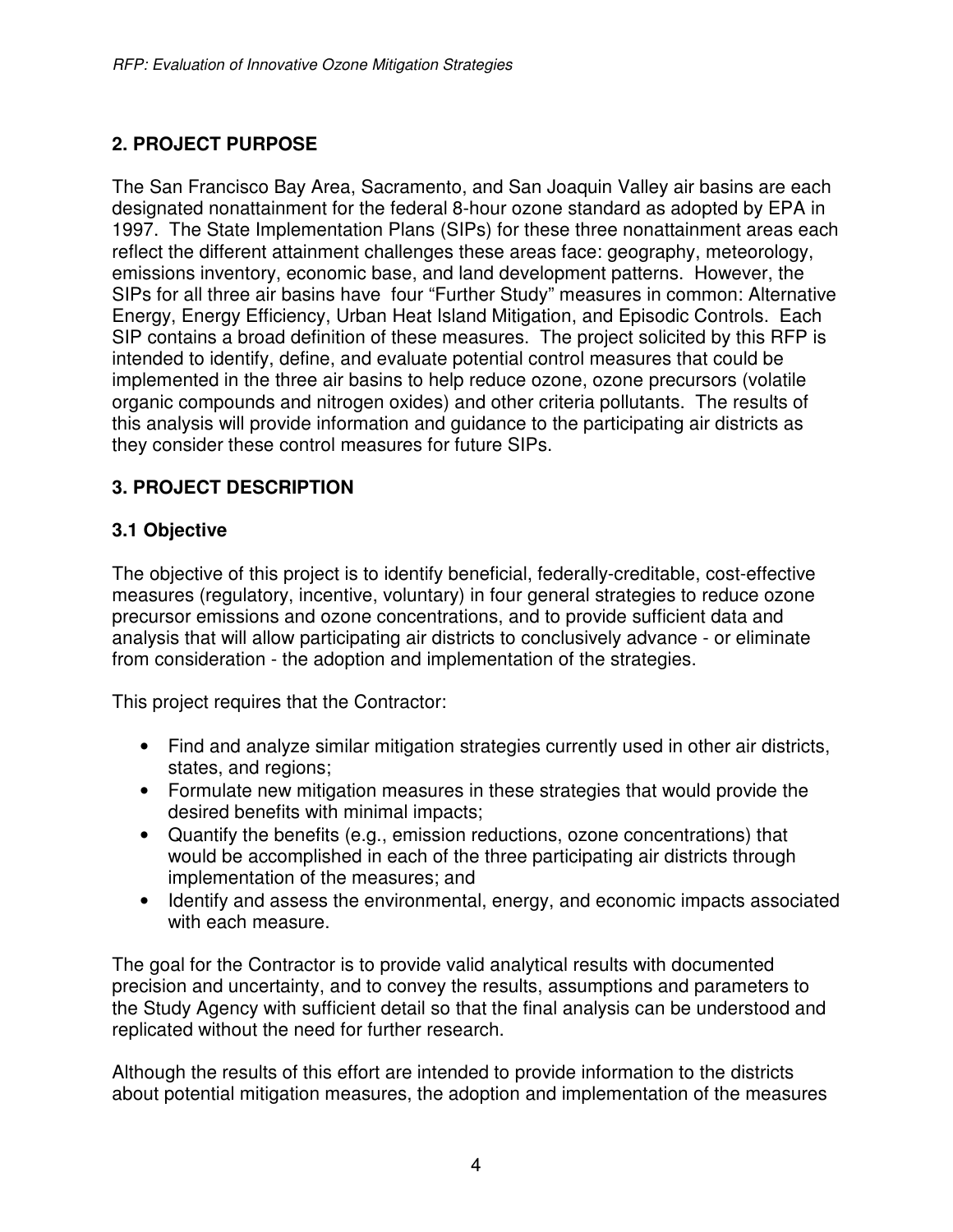## 2. PROJECT PURPOSE

The San Francisco Bay Area, Sacramento, and San Joaquin Valley air basins are each designated nonattainment for the federal 8-hour ozone standard as adopted by EPA in 1997. The State Implementation Plans (SIPs) for these three nonattainment areas each reflect the different attainment challenges these areas face: geography, meteorology, emissions inventory, economic base, and land development patterns. However, the SIPs for all three air basins have four "Further Study" measures in common: Alternative Energy, Energy Efficiency, Urban Heat Island Mitigation, and Episodic Controls. Each SIP contains a broad definition of these measures. The project solicited by this RFP is intended to identify, define, and evaluate potential control measures that could be implemented in the three air basins to help reduce ozone, ozone precursors (volatile organic compounds and nitrogen oxides) and other criteria pollutants. The results of this analysis will provide information and guidance to the participating air districts as they consider these control measures for future SIPs.

## 3. PROJECT DESCRIPTION

### 3.1 Objective

The objective of this project is to identify beneficial, federally-creditable, cost-effective measures (regulatory, incentive, voluntary) in four general strategies to reduce ozone precursor emissions and ozone concentrations, and to provide sufficient data and analysis that will allow participating air districts to conclusively advance - or eliminate from consideration - the adoption and implementation of the strategies.

This project requires that the Contractor:

- Find and analyze similar mitigation strategies currently used in other air districts, states, and regions;
- Formulate new mitigation measures in these strategies that would provide the desired benefits with minimal impacts;
- Quantify the benefits (e.g., emission reductions, ozone concentrations) that would be accomplished in each of the three participating air districts through implementation of the measures; and
- Identify and assess the environmental, energy, and economic impacts associated with each measure.

The goal for the Contractor is to provide valid analytical results with documented precision and uncertainty, and to convey the results, assumptions and parameters to the Study Agency with sufficient detail so that the final analysis can be understood and replicated without the need for further research.

Although the results of this effort are intended to provide information to the districts about potential mitigation measures, the adoption and implementation of the measures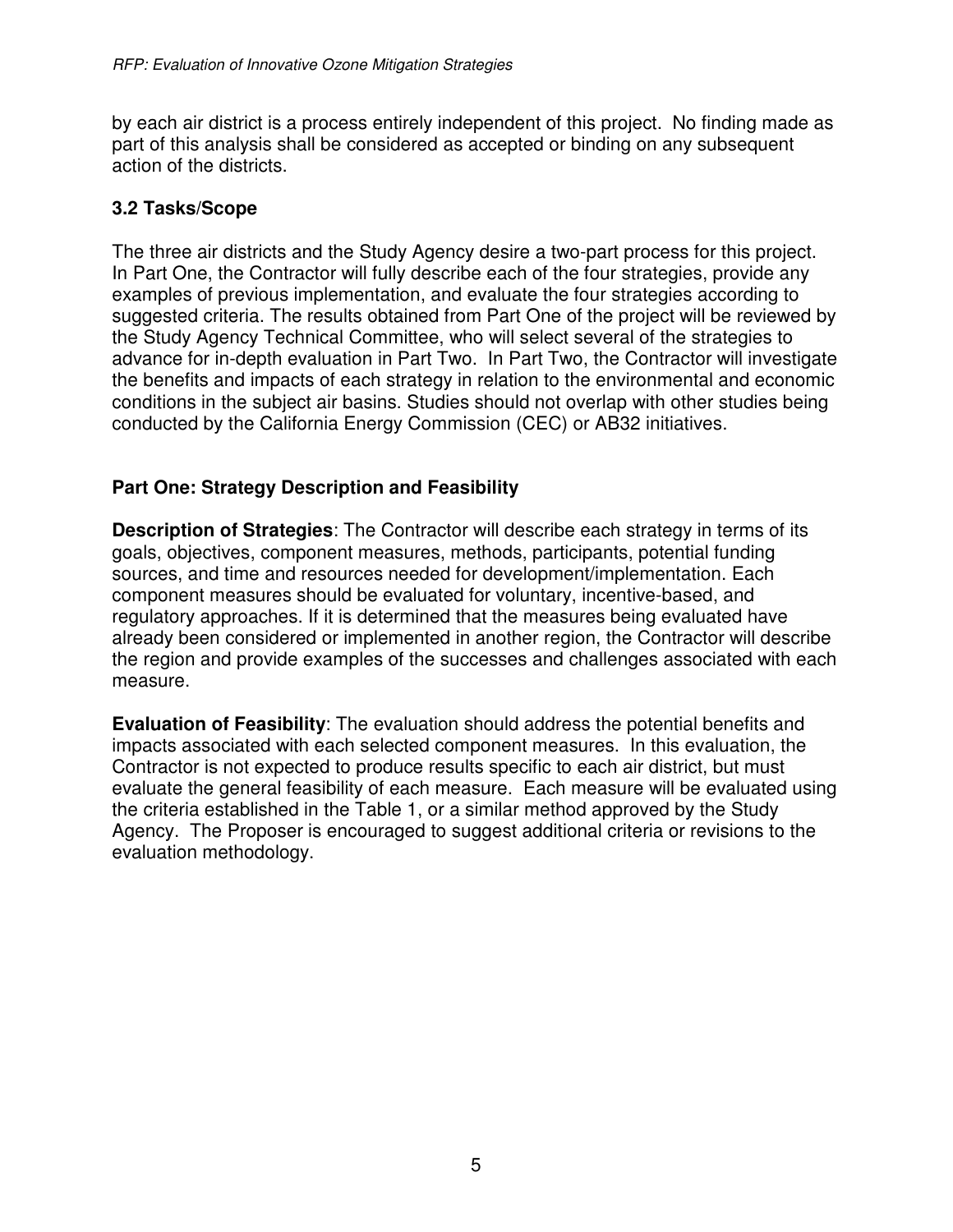by each air district is a process entirely independent of this project. No finding made as part of this analysis shall be considered as accepted or binding on any subsequent action of the districts.

### 3.2 Tasks/Scope

The three air districts and the Study Agency desire a two-part process for this project. In Part One, the Contractor will fully describe each of the four strategies, provide any examples of previous implementation, and evaluate the four strategies according to suggested criteria. The results obtained from Part One of the project will be reviewed by the Study Agency Technical Committee, who will select several of the strategies to advance for in-depth evaluation in Part Two. In Part Two, the Contractor will investigate the benefits and impacts of each strategy in relation to the environmental and economic conditions in the subject air basins. Studies should not overlap with other studies being conducted by the California Energy Commission (CEC) or AB32 initiatives.

### Part One: Strategy Description and Feasibility

**Description of Strategies**: The Contractor will describe each strategy in terms of its goals, objectives, component measures, methods, participants, potential funding sources, and time and resources needed for development/implementation. Each component measures should be evaluated for voluntary, incentive-based, and regulatory approaches. If it is determined that the measures being evaluated have already been considered or implemented in another region, the Contractor will describe the region and provide examples of the successes and challenges associated with each measure.

**Evaluation of Feasibility**: The evaluation should address the potential benefits and impacts associated with each selected component measures. In this evaluation, the Contractor is not expected to produce results specific to each air district, but must evaluate the general feasibility of each measure. Each measure will be evaluated using the criteria established in the Table 1, or a similar method approved by the Study Agency. The Proposer is encouraged to suggest additional criteria or revisions to the evaluation methodology.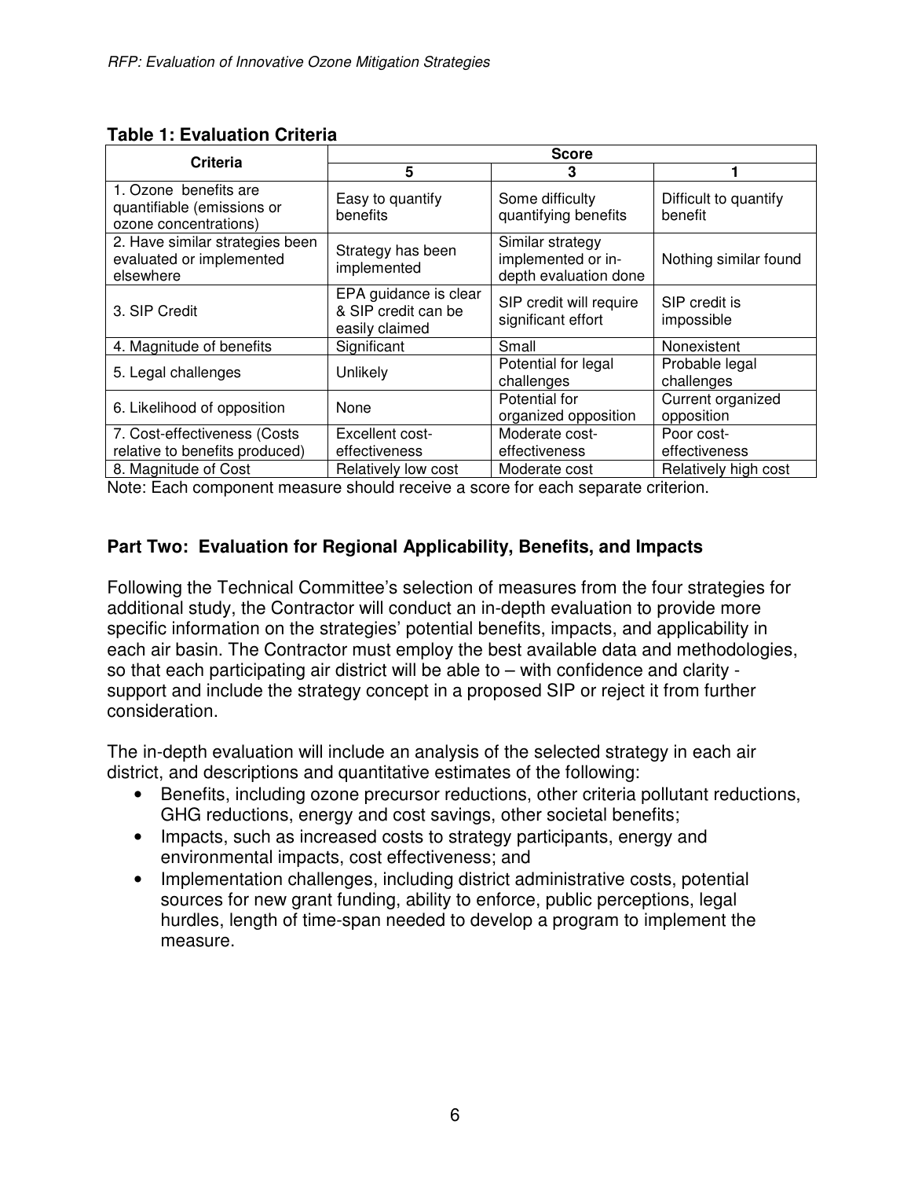**Table 1: Evaluation Criteria**

| Criteria | Score | | |
|---|---|---|---|
| | 5 | 3 | 1 |
| 1. Ozone benefits are quantifiable (emissions or ozone concentrations) | Easy to quantify benefits | Some difficulty quantifying benefits | Difficult to quantify benefit |
| 2. Have similar strategies been evaluated or implemented elsewhere | Strategy has been implemented | Similar strategy implemented or in-depth evaluation done | Nothing similar found |
| 3. SIP Credit | EPA guidance is clear & SIP credit can be easily claimed | SIP credit will require significant effort | SIP credit is impossible |
| 4. Magnitude of benefits | Significant | Small | Nonexistent |
| 5. Legal challenges | Unlikely | Potential for legal challenges | Probable legal challenges |
| 6. Likelihood of opposition | None | Potential for organized opposition | Current organized opposition |
| 7. Cost-effectiveness (Costs relative to benefits produced) | Excellent cost-effectiveness | Moderate cost-effectiveness | Poor cost-effectiveness |
| 8. Magnitude of Cost | Relatively low cost | Moderate cost | Relatively high cost |

Note: Each component measure should receive a score for each separate criterion.

### Part Two: Evaluation for Regional Applicability, Benefits, and Impacts

Following the Technical Committee's selection of measures from the four strategies for additional study, the Contractor will conduct an in-depth evaluation to provide more specific information on the strategies' potential benefits, impacts, and applicability in each air basin. The Contractor must employ the best available data and methodologies, so that each participating air district will be able to – with confidence and clarity - support and include the strategy concept in a proposed SIP or reject it from further consideration.

The in-depth evaluation will include an analysis of the selected strategy in each air district, and descriptions and quantitative estimates of the following:

- Benefits, including ozone precursor reductions, other criteria pollutant reductions, GHG reductions, energy and cost savings, other societal benefits;
- Impacts, such as increased costs to strategy participants, energy and environmental impacts, cost effectiveness; and
- Implementation challenges, including district administrative costs, potential sources for new grant funding, ability to enforce, public perceptions, legal hurdles, length of time-span needed to develop a program to implement the measure.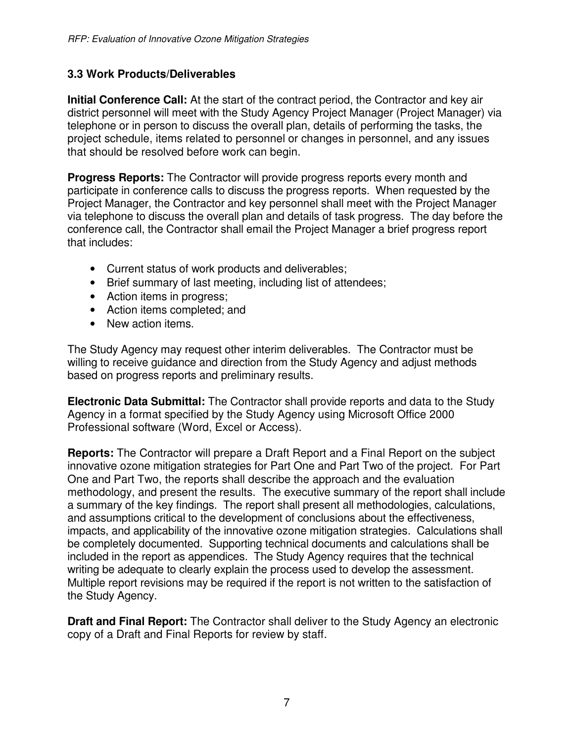### 3.3 Work Products/Deliverables

**Initial Conference Call:** At the start of the contract period, the Contractor and key air district personnel will meet with the Study Agency Project Manager (Project Manager) via telephone or in person to discuss the overall plan, details of performing the tasks, the project schedule, items related to personnel or changes in personnel, and any issues that should be resolved before work can begin.

**Progress Reports:** The Contractor will provide progress reports every month and participate in conference calls to discuss the progress reports. When requested by the Project Manager, the Contractor and key personnel shall meet with the Project Manager via telephone to discuss the overall plan and details of task progress. The day before the conference call, the Contractor shall email the Project Manager a brief progress report that includes:

- Current status of work products and deliverables;
- Brief summary of last meeting, including list of attendees;
- Action items in progress;
- Action items completed; and
- New action items.

The Study Agency may request other interim deliverables. The Contractor must be willing to receive guidance and direction from the Study Agency and adjust methods based on progress reports and preliminary results.

**Electronic Data Submittal:** The Contractor shall provide reports and data to the Study Agency in a format specified by the Study Agency using Microsoft Office 2000 Professional software (Word, Excel or Access).

**Reports:** The Contractor will prepare a Draft Report and a Final Report on the subject innovative ozone mitigation strategies for Part One and Part Two of the project. For Part One and Part Two, the reports shall describe the approach and the evaluation methodology, and present the results. The executive summary of the report shall include a summary of the key findings. The report shall present all methodologies, calculations, and assumptions critical to the development of conclusions about the effectiveness, impacts, and applicability of the innovative ozone mitigation strategies. Calculations shall be completely documented. Supporting technical documents and calculations shall be included in the report as appendices. The Study Agency requires that the technical writing be adequate to clearly explain the process used to develop the assessment. Multiple report revisions may be required if the report is not written to the satisfaction of the Study Agency.

**Draft and Final Report:** The Contractor shall deliver to the Study Agency an electronic copy of a Draft and Final Reports for review by staff.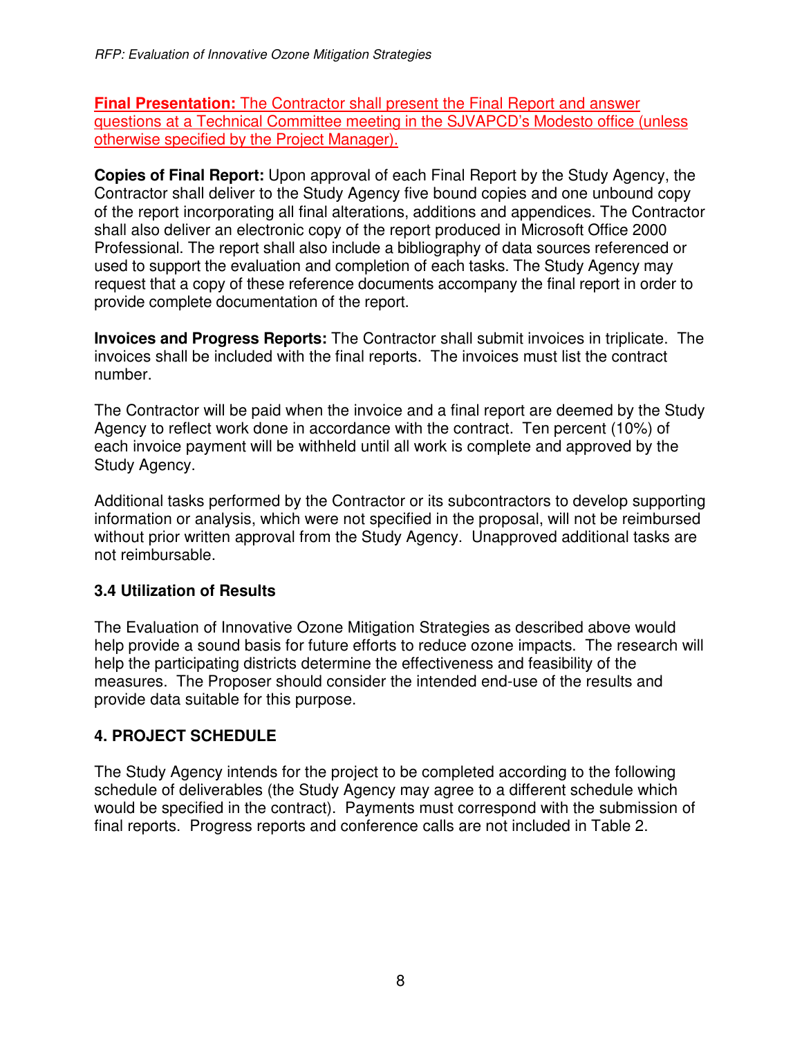**Final Presentation:** The Contractor shall present the Final Report and answer questions at a Technical Committee meeting in the SJVAPCD's Modesto office (unless otherwise specified by the Project Manager).

**Copies of Final Report:** Upon approval of each Final Report by the Study Agency, the Contractor shall deliver to the Study Agency five bound copies and one unbound copy of the report incorporating all final alterations, additions and appendices. The Contractor shall also deliver an electronic copy of the report produced in Microsoft Office 2000 Professional. The report shall also include a bibliography of data sources referenced or used to support the evaluation and completion of each tasks. The Study Agency may request that a copy of these reference documents accompany the final report in order to provide complete documentation of the report.

**Invoices and Progress Reports:** The Contractor shall submit invoices in triplicate. The invoices shall be included with the final reports. The invoices must list the contract number.

The Contractor will be paid when the invoice and a final report are deemed by the Study Agency to reflect work done in accordance with the contract. Ten percent (10%) of each invoice payment will be withheld until all work is complete and approved by the Study Agency.

Additional tasks performed by the Contractor or its subcontractors to develop supporting information or analysis, which were not specified in the proposal, will not be reimbursed without prior written approval from the Study Agency. Unapproved additional tasks are not reimbursable.

### 3.4 Utilization of Results

The Evaluation of Innovative Ozone Mitigation Strategies as described above would help provide a sound basis for future efforts to reduce ozone impacts. The research will help the participating districts determine the effectiveness and feasibility of the measures. The Proposer should consider the intended end-use of the results and provide data suitable for this purpose.

## 4. PROJECT SCHEDULE

The Study Agency intends for the project to be completed according to the following schedule of deliverables (the Study Agency may agree to a different schedule which would be specified in the contract). Payments must correspond with the submission of final reports. Progress reports and conference calls are not included in Table 2.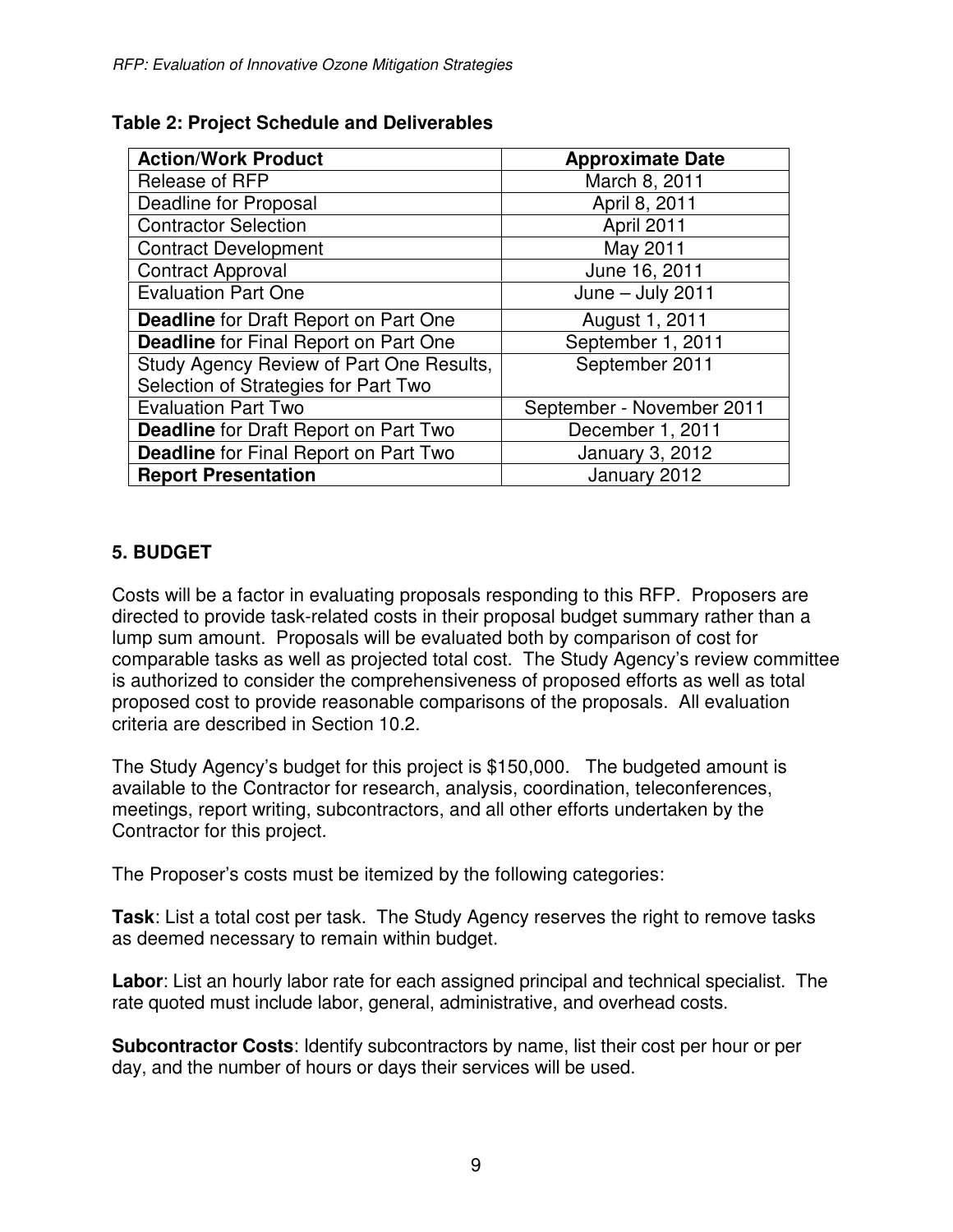**Table 2: Project Schedule and Deliverables**

| Action/Work Product | Approximate Date |
|---|---|
| Release of RFP | March 8, 2011 |
| Deadline for Proposal | April 8, 2011 |
| Contractor Selection | April 2011 |
| Contract Development | May 2011 |
| Contract Approval | June 16, 2011 |
| Evaluation Part One | June – July 2011 |
| **Deadline** for Draft Report on Part One | August 1, 2011 |
| **Deadline** for Final Report on Part One | September 1, 2011 |
| Study Agency Review of Part One Results, Selection of Strategies for Part Two | September 2011 |
| Evaluation Part Two | September - November 2011 |
| **Deadline** for Draft Report on Part Two | December 1, 2011 |
| **Deadline** for Final Report on Part Two | January 3, 2012 |
| **Report Presentation** | January 2012 |

## 5. BUDGET

Costs will be a factor in evaluating proposals responding to this RFP. Proposers are directed to provide task-related costs in their proposal budget summary rather than a lump sum amount. Proposals will be evaluated both by comparison of cost for comparable tasks as well as projected total cost. The Study Agency's review committee is authorized to consider the comprehensiveness of proposed efforts as well as total proposed cost to provide reasonable comparisons of the proposals. All evaluation criteria are described in Section 10.2.

The Study Agency's budget for this project is $150,000. The budgeted amount is available to the Contractor for research, analysis, coordination, teleconferences, meetings, report writing, subcontractors, and all other efforts undertaken by the Contractor for this project.

The Proposer's costs must be itemized by the following categories:

**Task**: List a total cost per task. The Study Agency reserves the right to remove tasks as deemed necessary to remain within budget.

**Labor**: List an hourly labor rate for each assigned principal and technical specialist. The rate quoted must include labor, general, administrative, and overhead costs.

**Subcontractor Costs**: Identify subcontractors by name, list their cost per hour or per day, and the number of hours or days their services will be used.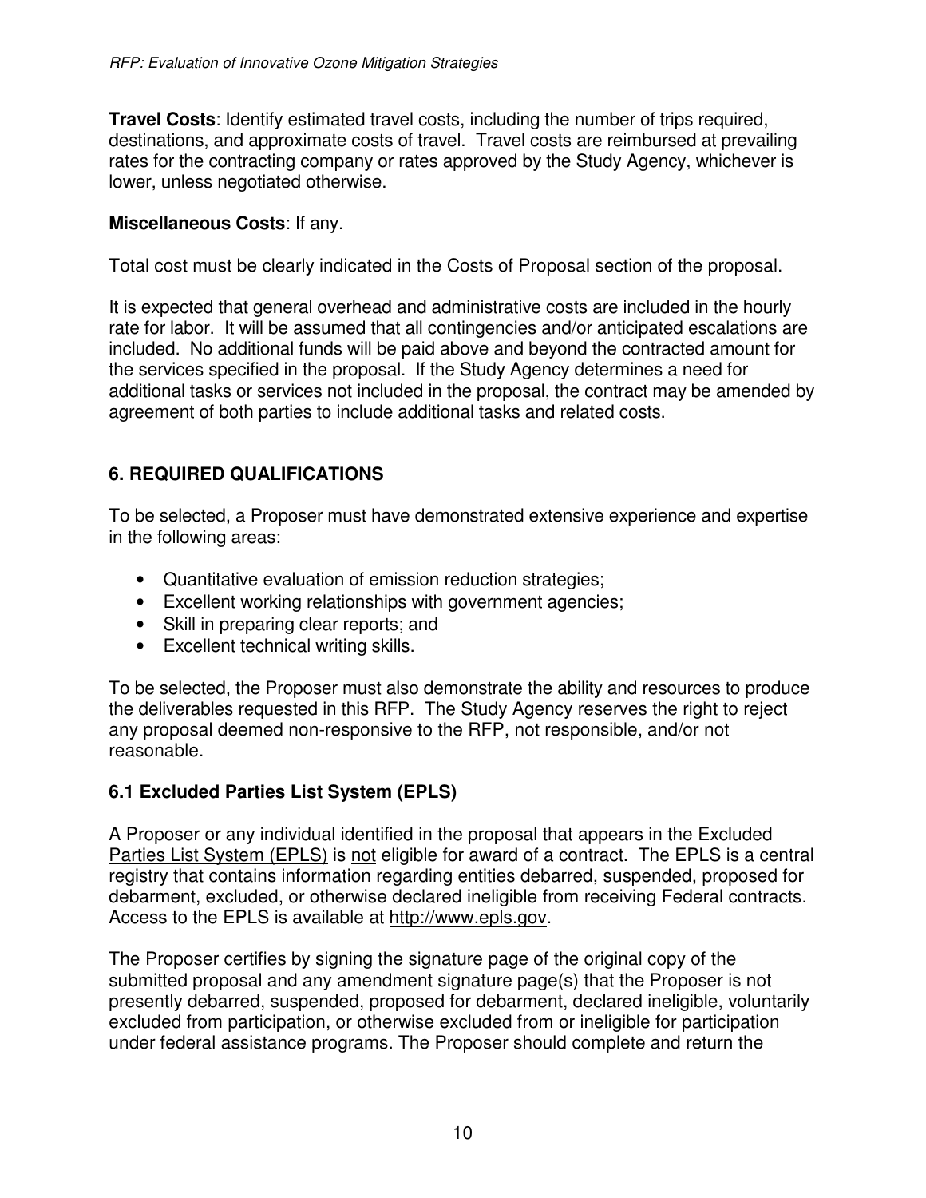**Travel Costs**: Identify estimated travel costs, including the number of trips required, destinations, and approximate costs of travel. Travel costs are reimbursed at prevailing rates for the contracting company or rates approved by the Study Agency, whichever is lower, unless negotiated otherwise.

**Miscellaneous Costs**: If any.

Total cost must be clearly indicated in the Costs of Proposal section of the proposal.

It is expected that general overhead and administrative costs are included in the hourly rate for labor. It will be assumed that all contingencies and/or anticipated escalations are included. No additional funds will be paid above and beyond the contracted amount for the services specified in the proposal. If the Study Agency determines a need for additional tasks or services not included in the proposal, the contract may be amended by agreement of both parties to include additional tasks and related costs.

## 6. REQUIRED QUALIFICATIONS

To be selected, a Proposer must have demonstrated extensive experience and expertise in the following areas:

- Quantitative evaluation of emission reduction strategies;
- Excellent working relationships with government agencies;
- Skill in preparing clear reports; and
- Excellent technical writing skills.

To be selected, the Proposer must also demonstrate the ability and resources to produce the deliverables requested in this RFP. The Study Agency reserves the right to reject any proposal deemed non-responsive to the RFP, not responsible, and/or not reasonable.

### 6.1 Excluded Parties List System (EPLS)

A Proposer or any individual identified in the proposal that appears in the Excluded Parties List System (EPLS) is not eligible for award of a contract. The EPLS is a central registry that contains information regarding entities debarred, suspended, proposed for debarment, excluded, or otherwise declared ineligible from receiving Federal contracts. Access to the EPLS is available at http://www.epls.gov.

The Proposer certifies by signing the signature page of the original copy of the submitted proposal and any amendment signature page(s) that the Proposer is not presently debarred, suspended, proposed for debarment, declared ineligible, voluntarily excluded from participation, or otherwise excluded from or ineligible for participation under federal assistance programs. The Proposer should complete and return the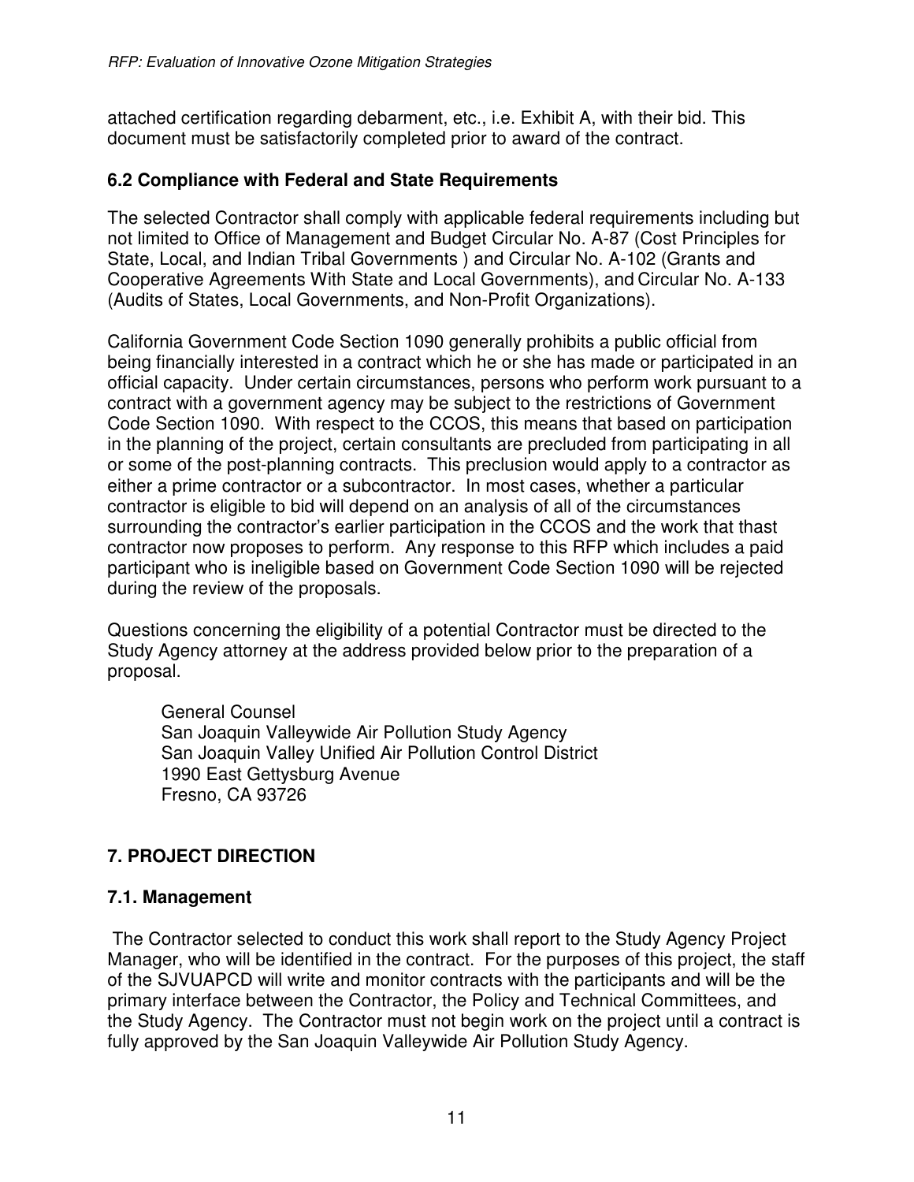attached certification regarding debarment, etc., i.e. Exhibit A, with their bid. This document must be satisfactorily completed prior to award of the contract.

### 6.2 Compliance with Federal and State Requirements

The selected Contractor shall comply with applicable federal requirements including but not limited to Office of Management and Budget Circular No. A-87 (Cost Principles for State, Local, and Indian Tribal Governments ) and Circular No. A-102 (Grants and Cooperative Agreements With State and Local Governments), and Circular No. A-133 (Audits of States, Local Governments, and Non-Profit Organizations).

California Government Code Section 1090 generally prohibits a public official from being financially interested in a contract which he or she has made or participated in an official capacity. Under certain circumstances, persons who perform work pursuant to a contract with a government agency may be subject to the restrictions of Government Code Section 1090. With respect to the CCOS, this means that based on participation in the planning of the project, certain consultants are precluded from participating in all or some of the post-planning contracts. This preclusion would apply to a contractor as either a prime contractor or a subcontractor. In most cases, whether a particular contractor is eligible to bid will depend on an analysis of all of the circumstances surrounding the contractor's earlier participation in the CCOS and the work that thast contractor now proposes to perform. Any response to this RFP which includes a paid participant who is ineligible based on Government Code Section 1090 will be rejected during the review of the proposals.

Questions concerning the eligibility of a potential Contractor must be directed to the Study Agency attorney at the address provided below prior to the preparation of a proposal.

General Counsel
San Joaquin Valleywide Air Pollution Study Agency
San Joaquin Valley Unified Air Pollution Control District
1990 East Gettysburg Avenue
Fresno, CA 93726

## 7. PROJECT DIRECTION

### 7.1. Management

The Contractor selected to conduct this work shall report to the Study Agency Project Manager, who will be identified in the contract. For the purposes of this project, the staff of the SJVUAPCD will write and monitor contracts with the participants and will be the primary interface between the Contractor, the Policy and Technical Committees, and the Study Agency. The Contractor must not begin work on the project until a contract is fully approved by the San Joaquin Valleywide Air Pollution Study Agency.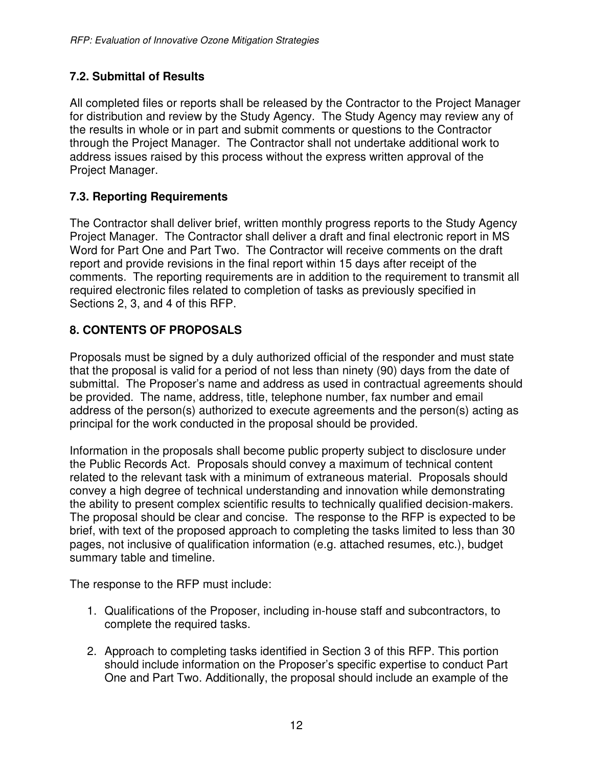## 7.2. Submittal of Results

All completed files or reports shall be released by the Contractor to the Project Manager for distribution and review by the Study Agency. The Study Agency may review any of the results in whole or in part and submit comments or questions to the Contractor through the Project Manager. The Contractor shall not undertake additional work to address issues raised by this process without the express written approval of the Project Manager.

## 7.3. Reporting Requirements

The Contractor shall deliver brief, written monthly progress reports to the Study Agency Project Manager. The Contractor shall deliver a draft and final electronic report in MS Word for Part One and Part Two. The Contractor will receive comments on the draft report and provide revisions in the final report within 15 days after receipt of the comments. The reporting requirements are in addition to the requirement to transmit all required electronic files related to completion of tasks as previously specified in Sections 2, 3, and 4 of this RFP.

# 8. CONTENTS OF PROPOSALS

Proposals must be signed by a duly authorized official of the responder and must state that the proposal is valid for a period of not less than ninety (90) days from the date of submittal. The Proposer's name and address as used in contractual agreements should be provided. The name, address, title, telephone number, fax number and email address of the person(s) authorized to execute agreements and the person(s) acting as principal for the work conducted in the proposal should be provided.

Information in the proposals shall become public property subject to disclosure under the Public Records Act. Proposals should convey a maximum of technical content related to the relevant task with a minimum of extraneous material. Proposals should convey a high degree of technical understanding and innovation while demonstrating the ability to present complex scientific results to technically qualified decision-makers. The proposal should be clear and concise. The response to the RFP is expected to be brief, with text of the proposed approach to completing the tasks limited to less than 30 pages, not inclusive of qualification information (e.g. attached resumes, etc.), budget summary table and timeline.

The response to the RFP must include:

1. Qualifications of the Proposer, including in-house staff and subcontractors, to complete the required tasks.

2. Approach to completing tasks identified in Section 3 of this RFP. This portion should include information on the Proposer's specific expertise to conduct Part One and Part Two. Additionally, the proposal should include an example of the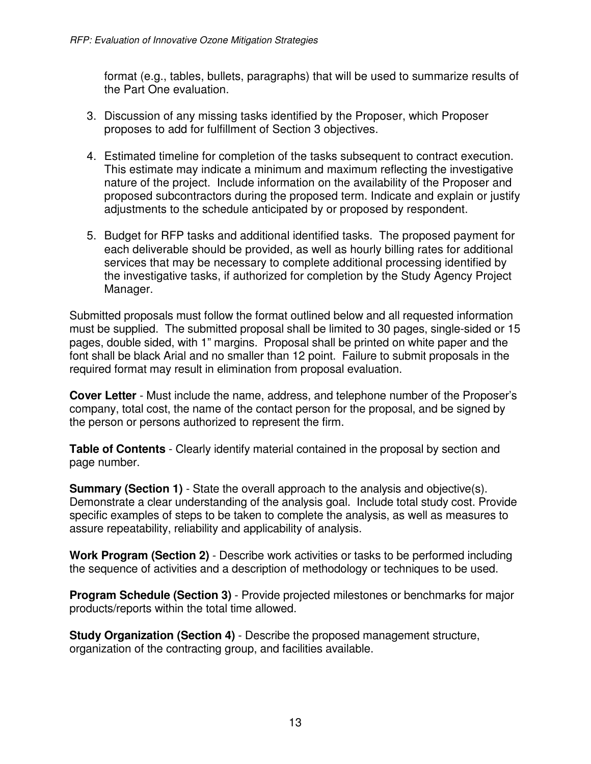format (e.g., tables, bullets, paragraphs) that will be used to summarize results of the Part One evaluation.

3. Discussion of any missing tasks identified by the Proposer, which Proposer proposes to add for fulfillment of Section 3 objectives.

4. Estimated timeline for completion of the tasks subsequent to contract execution. This estimate may indicate a minimum and maximum reflecting the investigative nature of the project. Include information on the availability of the Proposer and proposed subcontractors during the proposed term. Indicate and explain or justify adjustments to the schedule anticipated by or proposed by respondent.

5. Budget for RFP tasks and additional identified tasks. The proposed payment for each deliverable should be provided, as well as hourly billing rates for additional services that may be necessary to complete additional processing identified by the investigative tasks, if authorized for completion by the Study Agency Project Manager.

Submitted proposals must follow the format outlined below and all requested information must be supplied. The submitted proposal shall be limited to 30 pages, single-sided or 15 pages, double sided, with 1" margins. Proposal shall be printed on white paper and the font shall be black Arial and no smaller than 12 point. Failure to submit proposals in the required format may result in elimination from proposal evaluation.

**Cover Letter** - Must include the name, address, and telephone number of the Proposer's company, total cost, the name of the contact person for the proposal, and be signed by the person or persons authorized to represent the firm.

**Table of Contents** - Clearly identify material contained in the proposal by section and page number.

**Summary (Section 1)** - State the overall approach to the analysis and objective(s). Demonstrate a clear understanding of the analysis goal. Include total study cost. Provide specific examples of steps to be taken to complete the analysis, as well as measures to assure repeatability, reliability and applicability of analysis.

**Work Program (Section 2)** - Describe work activities or tasks to be performed including the sequence of activities and a description of methodology or techniques to be used.

**Program Schedule (Section 3)** - Provide projected milestones or benchmarks for major products/reports within the total time allowed.

**Study Organization (Section 4)** - Describe the proposed management structure, organization of the contracting group, and facilities available.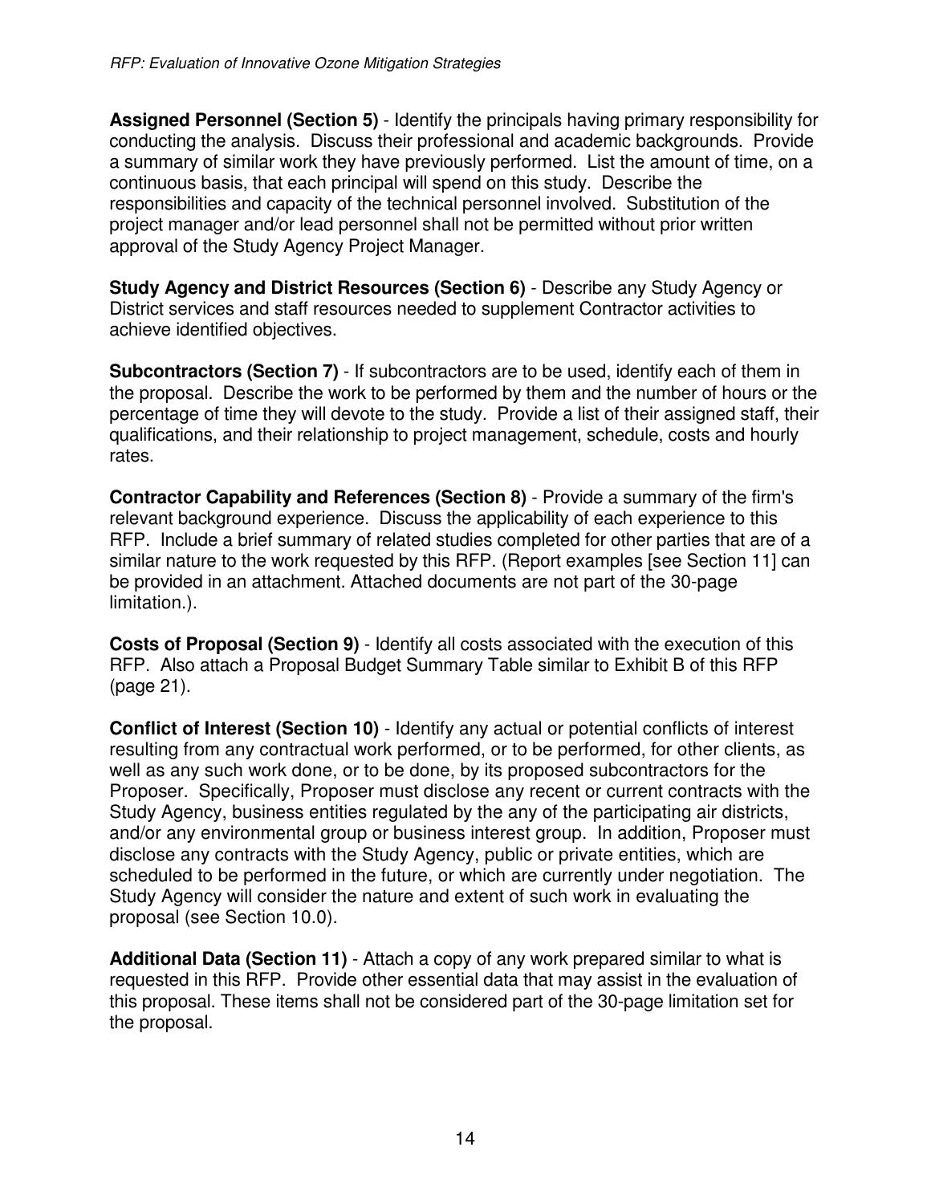**Assigned Personnel (Section 5)** - Identify the principals having primary responsibility for conducting the analysis. Discuss their professional and academic backgrounds. Provide a summary of similar work they have previously performed. List the amount of time, on a continuous basis, that each principal will spend on this study. Describe the responsibilities and capacity of the technical personnel involved. Substitution of the project manager and/or lead personnel shall not be permitted without prior written approval of the Study Agency Project Manager.

**Study Agency and District Resources (Section 6)** - Describe any Study Agency or District services and staff resources needed to supplement Contractor activities to achieve identified objectives.

**Subcontractors (Section 7)** - If subcontractors are to be used, identify each of them in the proposal. Describe the work to be performed by them and the number of hours or the percentage of time they will devote to the study. Provide a list of their assigned staff, their qualifications, and their relationship to project management, schedule, costs and hourly rates.

**Contractor Capability and References (Section 8)** - Provide a summary of the firm's relevant background experience. Discuss the applicability of each experience to this RFP. Include a brief summary of related studies completed for other parties that are of a similar nature to the work requested by this RFP. (Report examples [see Section 11] can be provided in an attachment. Attached documents are not part of the 30-page limitation.).

**Costs of Proposal (Section 9)** - Identify all costs associated with the execution of this RFP. Also attach a Proposal Budget Summary Table similar to Exhibit B of this RFP (page 21).

**Conflict of Interest (Section 10)** - Identify any actual or potential conflicts of interest resulting from any contractual work performed, or to be performed, for other clients, as well as any such work done, or to be done, by its proposed subcontractors for the Proposer. Specifically, Proposer must disclose any recent or current contracts with the Study Agency, business entities regulated by the any of the participating air districts, and/or any environmental group or business interest group. In addition, Proposer must disclose any contracts with the Study Agency, public or private entities, which are scheduled to be performed in the future, or which are currently under negotiation. The Study Agency will consider the nature and extent of such work in evaluating the proposal (see Section 10.0).

**Additional Data (Section 11)** - Attach a copy of any work prepared similar to what is requested in this RFP. Provide other essential data that may assist in the evaluation of this proposal. These items shall not be considered part of the 30-page limitation set for the proposal.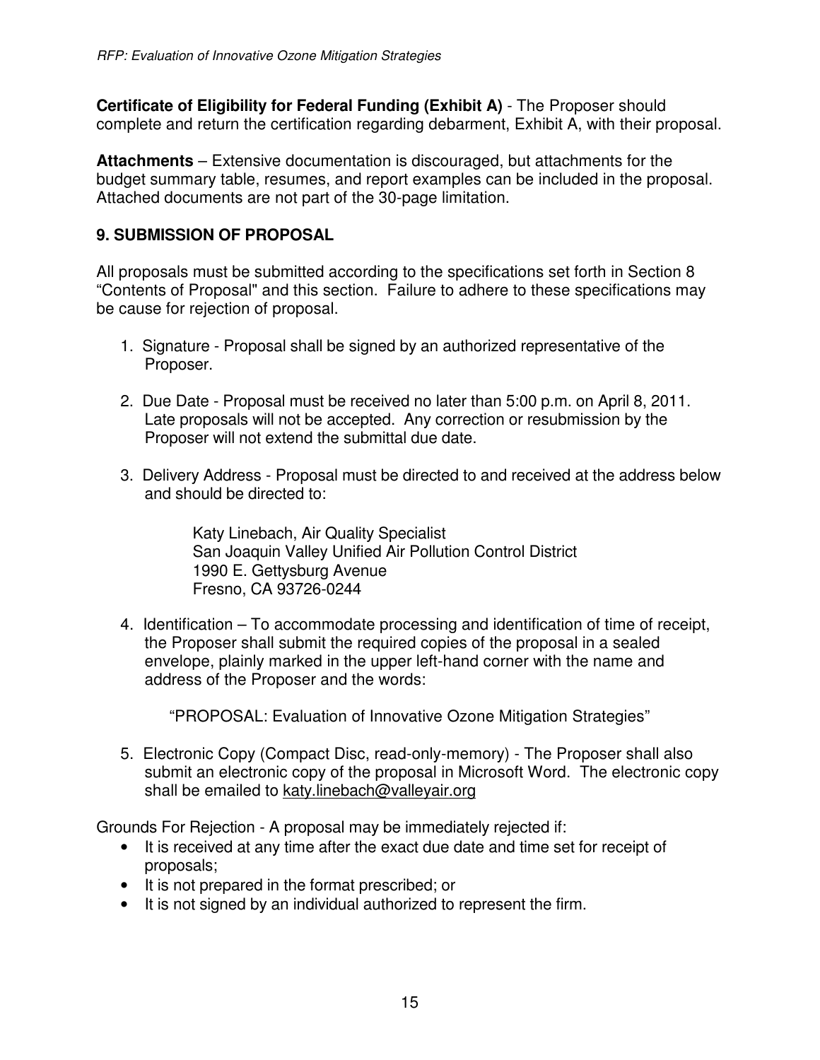**Certificate of Eligibility for Federal Funding (Exhibit A)** - The Proposer should complete and return the certification regarding debarment, Exhibit A, with their proposal.

**Attachments** – Extensive documentation is discouraged, but attachments for the budget summary table, resumes, and report examples can be included in the proposal. Attached documents are not part of the 30-page limitation.

## 9. SUBMISSION OF PROPOSAL

All proposals must be submitted according to the specifications set forth in Section 8 "Contents of Proposal" and this section. Failure to adhere to these specifications may be cause for rejection of proposal.

1. Signature - Proposal shall be signed by an authorized representative of the Proposer.

2. Due Date - Proposal must be received no later than 5:00 p.m. on April 8, 2011. Late proposals will not be accepted. Any correction or resubmission by the Proposer will not extend the submittal due date.

3. Delivery Address - Proposal must be directed to and received at the address below and should be directed to:

   Katy Linebach, Air Quality Specialist
   San Joaquin Valley Unified Air Pollution Control District
   1990 E. Gettysburg Avenue
   Fresno, CA 93726-0244

4. Identification – To accommodate processing and identification of time of receipt, the Proposer shall submit the required copies of the proposal in a sealed envelope, plainly marked in the upper left-hand corner with the name and address of the Proposer and the words:

   "PROPOSAL: Evaluation of Innovative Ozone Mitigation Strategies"

5. Electronic Copy (Compact Disc, read-only-memory) - The Proposer shall also submit an electronic copy of the proposal in Microsoft Word. The electronic copy shall be emailed to katy.linebach@valleyair.org

Grounds For Rejection - A proposal may be immediately rejected if:

- It is received at any time after the exact due date and time set for receipt of proposals;
- It is not prepared in the format prescribed; or
- It is not signed by an individual authorized to represent the firm.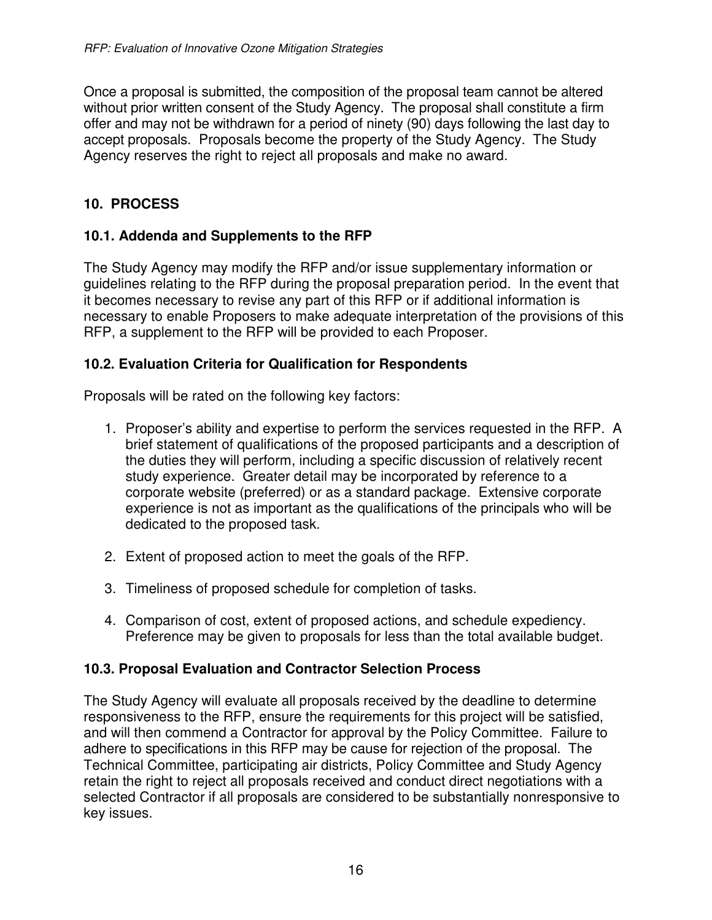Once a proposal is submitted, the composition of the proposal team cannot be altered without prior written consent of the Study Agency. The proposal shall constitute a firm offer and may not be withdrawn for a period of ninety (90) days following the last day to accept proposals. Proposals become the property of the Study Agency. The Study Agency reserves the right to reject all proposals and make no award.

## 10. PROCESS

### 10.1. Addenda and Supplements to the RFP

The Study Agency may modify the RFP and/or issue supplementary information or guidelines relating to the RFP during the proposal preparation period. In the event that it becomes necessary to revise any part of this RFP or if additional information is necessary to enable Proposers to make adequate interpretation of the provisions of this RFP, a supplement to the RFP will be provided to each Proposer.

### 10.2. Evaluation Criteria for Qualification for Respondents

Proposals will be rated on the following key factors:

1. Proposer's ability and expertise to perform the services requested in the RFP. A brief statement of qualifications of the proposed participants and a description of the duties they will perform, including a specific discussion of relatively recent study experience. Greater detail may be incorporated by reference to a corporate website (preferred) or as a standard package. Extensive corporate experience is not as important as the qualifications of the principals who will be dedicated to the proposed task.

2. Extent of proposed action to meet the goals of the RFP.

3. Timeliness of proposed schedule for completion of tasks.

4. Comparison of cost, extent of proposed actions, and schedule expediency. Preference may be given to proposals for less than the total available budget.

### 10.3. Proposal Evaluation and Contractor Selection Process

The Study Agency will evaluate all proposals received by the deadline to determine responsiveness to the RFP, ensure the requirements for this project will be satisfied, and will then commend a Contractor for approval by the Policy Committee. Failure to adhere to specifications in this RFP may be cause for rejection of the proposal. The Technical Committee, participating air districts, Policy Committee and Study Agency retain the right to reject all proposals received and conduct direct negotiations with a selected Contractor if all proposals are considered to be substantially nonresponsive to key issues.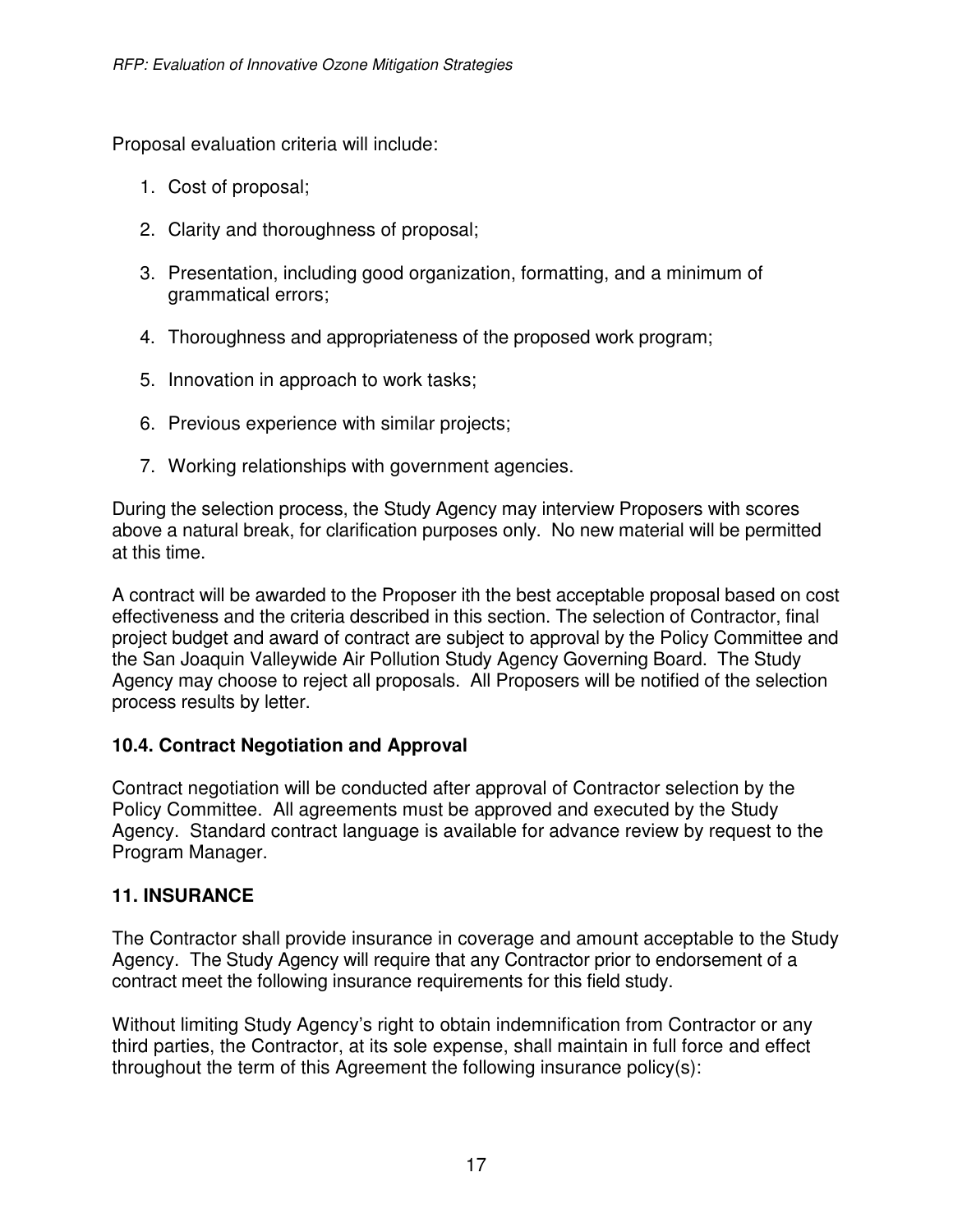Proposal evaluation criteria will include:

1. Cost of proposal;
2. Clarity and thoroughness of proposal;
3. Presentation, including good organization, formatting, and a minimum of grammatical errors;
4. Thoroughness and appropriateness of the proposed work program;
5. Innovation in approach to work tasks;
6. Previous experience with similar projects;
7. Working relationships with government agencies.

During the selection process, the Study Agency may interview Proposers with scores above a natural break, for clarification purposes only. No new material will be permitted at this time.

A contract will be awarded to the Proposer ith the best acceptable proposal based on cost effectiveness and the criteria described in this section. The selection of Contractor, final project budget and award of contract are subject to approval by the Policy Committee and the San Joaquin Valleywide Air Pollution Study Agency Governing Board. The Study Agency may choose to reject all proposals. All Proposers will be notified of the selection process results by letter.

### 10.4. Contract Negotiation and Approval

Contract negotiation will be conducted after approval of Contractor selection by the Policy Committee. All agreements must be approved and executed by the Study Agency. Standard contract language is available for advance review by request to the Program Manager.

## 11. INSURANCE

The Contractor shall provide insurance in coverage and amount acceptable to the Study Agency. The Study Agency will require that any Contractor prior to endorsement of a contract meet the following insurance requirements for this field study.

Without limiting Study Agency's right to obtain indemnification from Contractor or any third parties, the Contractor, at its sole expense, shall maintain in full force and effect throughout the term of this Agreement the following insurance policy(s):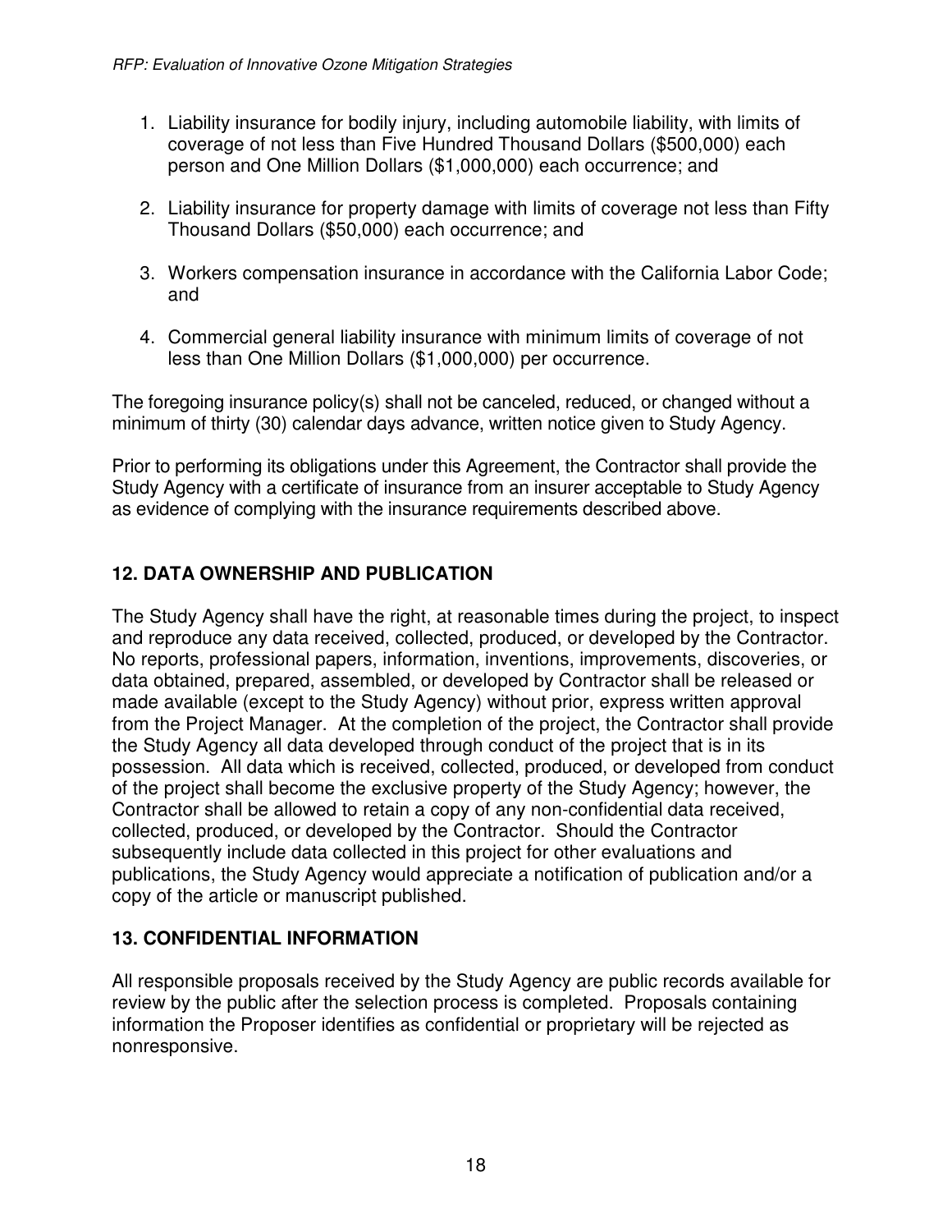1. Liability insurance for bodily injury, including automobile liability, with limits of coverage of not less than Five Hundred Thousand Dollars ($500,000) each person and One Million Dollars ($1,000,000) each occurrence; and

2. Liability insurance for property damage with limits of coverage not less than Fifty Thousand Dollars ($50,000) each occurrence; and

3. Workers compensation insurance in accordance with the California Labor Code; and

4. Commercial general liability insurance with minimum limits of coverage of not less than One Million Dollars ($1,000,000) per occurrence.

The foregoing insurance policy(s) shall not be canceled, reduced, or changed without a minimum of thirty (30) calendar days advance, written notice given to Study Agency.

Prior to performing its obligations under this Agreement, the Contractor shall provide the Study Agency with a certificate of insurance from an insurer acceptable to Study Agency as evidence of complying with the insurance requirements described above.

## 12. DATA OWNERSHIP AND PUBLICATION

The Study Agency shall have the right, at reasonable times during the project, to inspect and reproduce any data received, collected, produced, or developed by the Contractor. No reports, professional papers, information, inventions, improvements, discoveries, or data obtained, prepared, assembled, or developed by Contractor shall be released or made available (except to the Study Agency) without prior, express written approval from the Project Manager. At the completion of the project, the Contractor shall provide the Study Agency all data developed through conduct of the project that is in its possession. All data which is received, collected, produced, or developed from conduct of the project shall become the exclusive property of the Study Agency; however, the Contractor shall be allowed to retain a copy of any non-confidential data received, collected, produced, or developed by the Contractor. Should the Contractor subsequently include data collected in this project for other evaluations and publications, the Study Agency would appreciate a notification of publication and/or a copy of the article or manuscript published.

## 13. CONFIDENTIAL INFORMATION

All responsible proposals received by the Study Agency are public records available for review by the public after the selection process is completed. Proposals containing information the Proposer identifies as confidential or proprietary will be rejected as nonresponsive.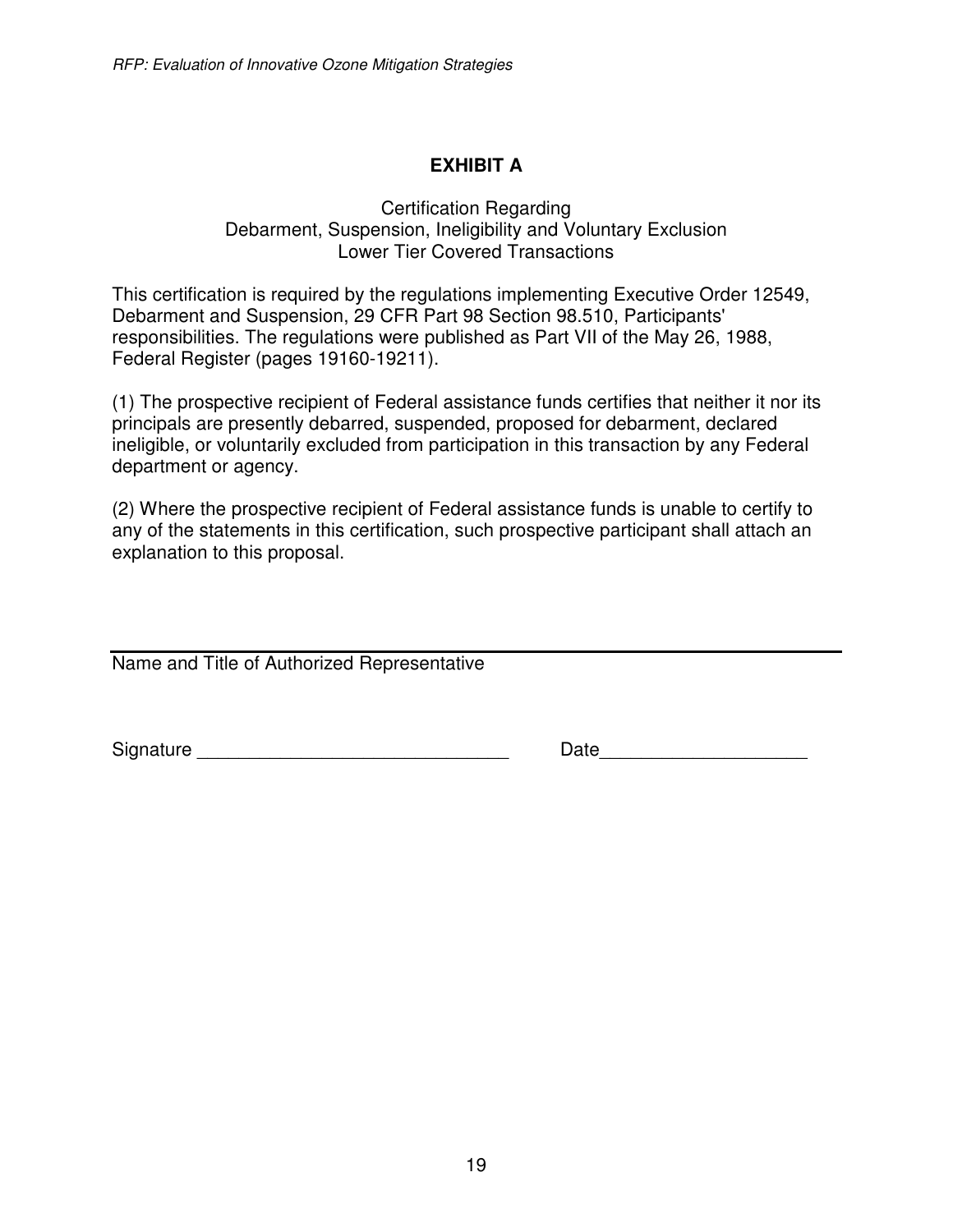# EXHIBIT A

Certification Regarding
Debarment, Suspension, Ineligibility and Voluntary Exclusion
Lower Tier Covered Transactions

This certification is required by the regulations implementing Executive Order 12549, Debarment and Suspension, 29 CFR Part 98 Section 98.510, Participants' responsibilities. The regulations were published as Part VII of the May 26, 1988, Federal Register (pages 19160-19211).

(1) The prospective recipient of Federal assistance funds certifies that neither it nor its principals are presently debarred, suspended, proposed for debarment, declared ineligible, or voluntarily excluded from participation in this transaction by any Federal department or agency.

(2) Where the prospective recipient of Federal assistance funds is unable to certify to any of the statements in this certification, such prospective participant shall attach an explanation to this proposal.

______________________________________________________________

Name and Title of Authorized Representative

Signature ______________________________ Date____________________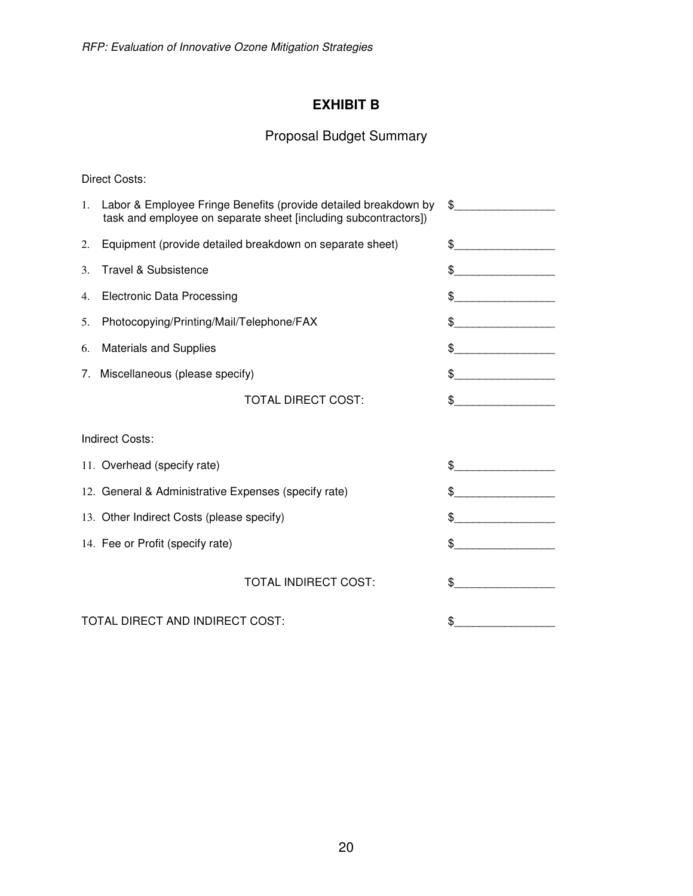# EXHIBIT B

## Proposal Budget Summary

Direct Costs:

| | |
|---|---|
| 1. Labor & Employee Fringe Benefits (provide detailed breakdown by task and employee on separate sheet [including subcontractors]) | $________________ |
| 2. Equipment (provide detailed breakdown on separate sheet) | $________________ |
| 3. Travel & Subsistence | $________________ |
| 4. Electronic Data Processing | $________________ |
| 5. Photocopying/Printing/Mail/Telephone/FAX | $________________ |
| 6. Materials and Supplies | $________________ |
| 7. Miscellaneous (please specify) | $________________ |
| TOTAL DIRECT COST: | $________________ |

Indirect Costs:

| | |
|---|---|
| 11. Overhead (specify rate) | $________________ |
| 12. General & Administrative Expenses (specify rate) | $________________ |
| 13. Other Indirect Costs (please specify) | $________________ |
| 14. Fee or Profit (specify rate) | $________________ |
| TOTAL INDIRECT COST: | $________________ |

| | |
|---|---|
| TOTAL DIRECT AND INDIRECT COST: | $________________ |